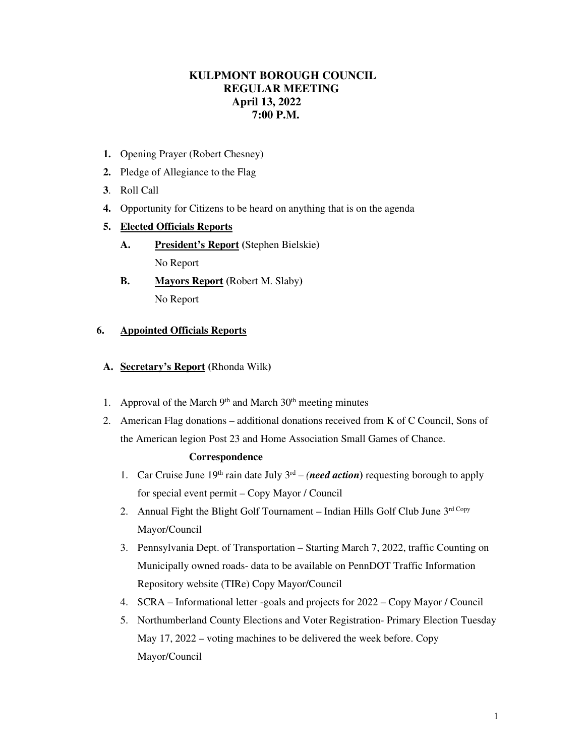# KULPMONT BOROUGH COUNCIL
## REGULAR MEETING
### April 13, 2022
### 7:00 P.M.

1. Opening Prayer (Robert Chesney)
2. Pledge of Allegiance to the Flag
3. Roll Call
4. Opportunity for Citizens to be heard on anything that is on the agenda
5. **<u>Elected Officials Reports</u>**
   - **A. <u>President's Report</u>** (Stephen Bielskie)
     No Report
   - **B. <u>Mayors Report</u>** (Robert M. Slaby)
     No Report

6. **<u>Appointed Officials Reports</u>**

**A. <u>Secretary's Report</u>** (Rhonda Wilk)

1. Approval of the March 9th and March 30th meeting minutes
2. American Flag donations – additional donations received from K of C Council, Sons of the American legion Post 23 and Home Association Small Games of Chance.

**Correspondence**

1. Car Cruise June 19th rain date July 3rd – (***need action***) requesting borough to apply for special event permit – Copy Mayor / Council
2. Annual Fight the Blight Golf Tournament – Indian Hills Golf Club June 3rd Copy Mayor/Council
3. Pennsylvania Dept. of Transportation – Starting March 7, 2022, traffic Counting on Municipally owned roads- data to be available on PennDOT Traffic Information Repository website (TIRe) Copy Mayor/Council
4. SCRA – Informational letter -goals and projects for 2022 – Copy Mayor / Council
5. Northumberland County Elections and Voter Registration- Primary Election Tuesday May 17, 2022 – voting machines to be delivered the week before. Copy Mayor/Council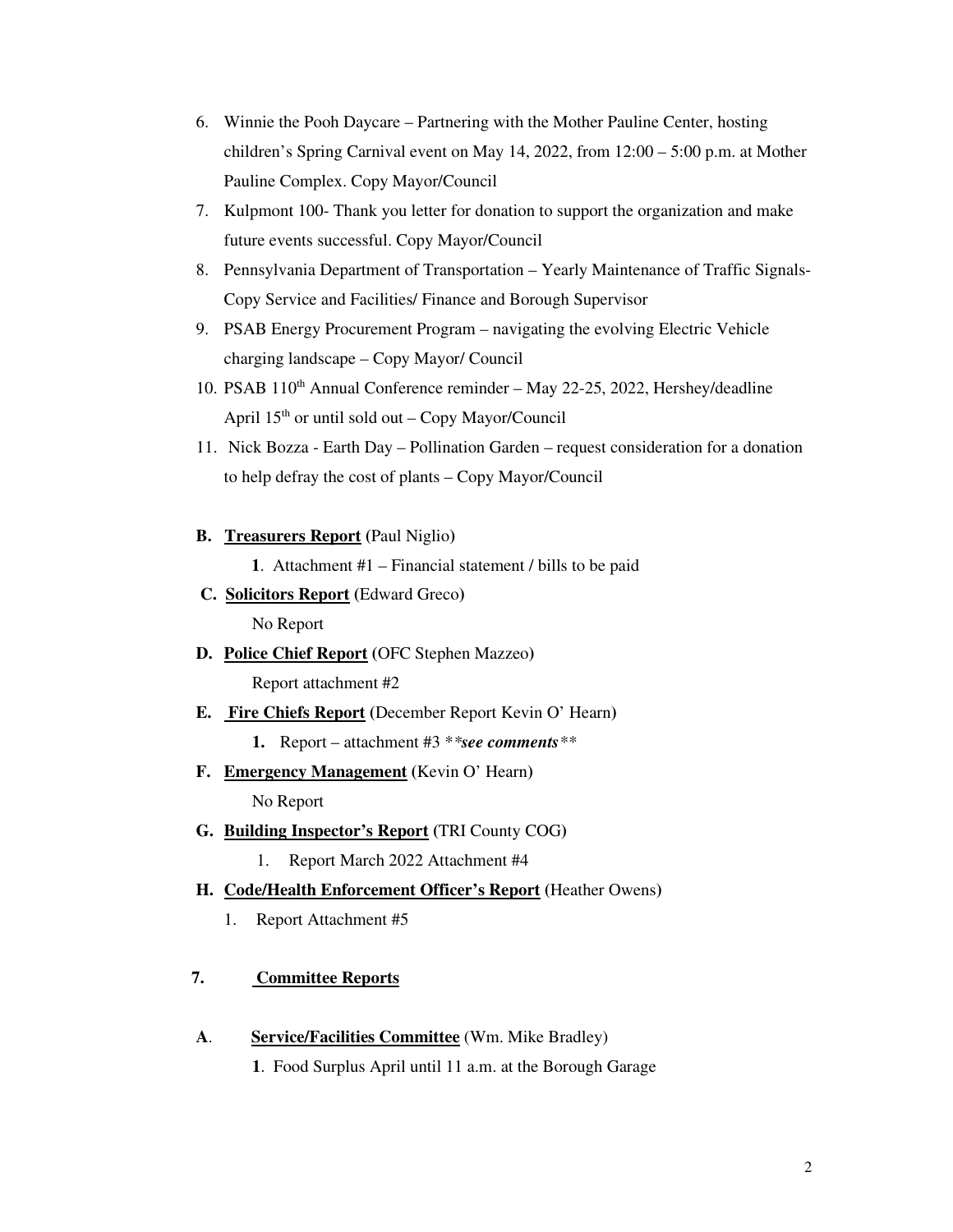6. Winnie the Pooh Daycare – Partnering with the Mother Pauline Center, hosting children's Spring Carnival event on May 14, 2022, from 12:00 – 5:00 p.m. at Mother Pauline Complex. Copy Mayor/Council
7. Kulpmont 100- Thank you letter for donation to support the organization and make future events successful. Copy Mayor/Council
8. Pennsylvania Department of Transportation – Yearly Maintenance of Traffic Signals- Copy Service and Facilities/ Finance and Borough Supervisor
9. PSAB Energy Procurement Program – navigating the evolving Electric Vehicle charging landscape – Copy Mayor/ Council
10. PSAB 110th Annual Conference reminder – May 22-25, 2022, Hershey/deadline April 15th or until sold out – Copy Mayor/Council
11. Nick Bozza - Earth Day – Pollination Garden – request consideration for a donation to help defray the cost of plants – Copy Mayor/Council

**B. <u>Treasurers Report</u>** (Paul Niglio)

**1**. Attachment #1 – Financial statement / bills to be paid

**C. <u>Solicitors Report</u>** (Edward Greco)

No Report

**D. <u>Police Chief Report</u>** (OFC Stephen Mazzeo)

Report attachment #2

**E. <u>Fire Chiefs Report</u>** (December Report Kevin O' Hearn)

**1.** Report – attachment #3 ***see comments***

**F. <u>Emergency Management</u>** (Kevin O' Hearn)

No Report

**G. <u>Building Inspector's Report</u>** (TRI County COG)

1. Report March 2022 Attachment #4

**H. <u>Code/Health Enforcement Officer's Report</u>** (Heather Owens)

1. Report Attachment #5

## 7. <u>Committee Reports</u>

**A. <u>Service/Facilities Committee</u>** (Wm. Mike Bradley)

**1**. Food Surplus April until 11 a.m. at the Borough Garage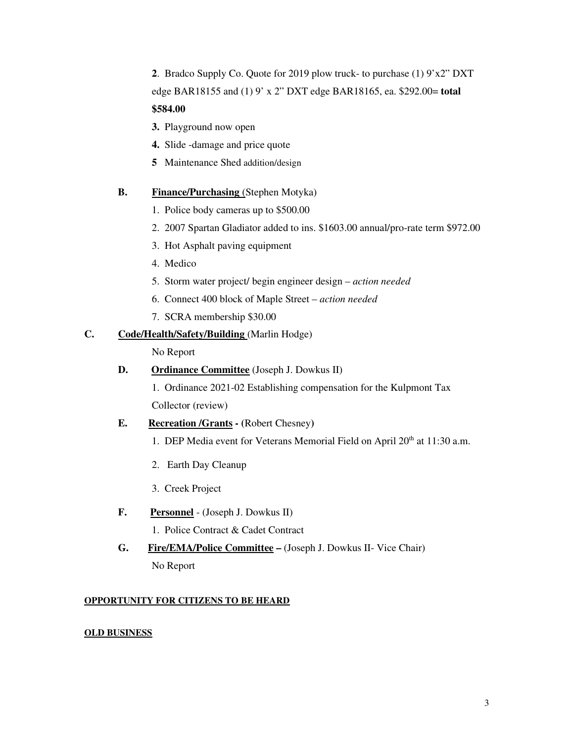**2**. Bradco Supply Co. Quote for 2019 plow truck- to purchase (1) 9'x2" DXT edge BAR18155 and (1) 9' x 2" DXT edge BAR18165, ea. $292.00= **total $584.00**

**3.** Playground now open

**4.** Slide -damage and price quote

**5** Maintenance Shed addition/design

**B.** **Finance/Purchasing** (Stephen Motyka)

1. Police body cameras up to $500.00
2. 2007 Spartan Gladiator added to ins. $1603.00 annual/pro-rate term $972.00
3. Hot Asphalt paving equipment
4. Medico
5. Storm water project/ begin engineer design – *action needed*
6. Connect 400 block of Maple Street – *action needed*
7. SCRA membership $30.00

**C.** **Code/Health/Safety/Building** (Marlin Hodge)

No Report

**D.** **Ordinance Committee** (Joseph J. Dowkus II)

1. Ordinance 2021-02 Establishing compensation for the Kulpmont Tax Collector (review)

**E.** **Recreation /Grants - (**Robert Chesney**)**

1. DEP Media event for Veterans Memorial Field on April 20th at 11:30 a.m.
2. Earth Day Cleanup
3. Creek Project

**F.** **Personnel** - (Joseph J. Dowkus II)

1. Police Contract & Cadet Contract

**G.** **Fire/EMA/Police Committee –** (Joseph J. Dowkus II- Vice Chair)

No Report

**OPPORTUNITY FOR CITIZENS TO BE HEARD**

**OLD BUSINESS**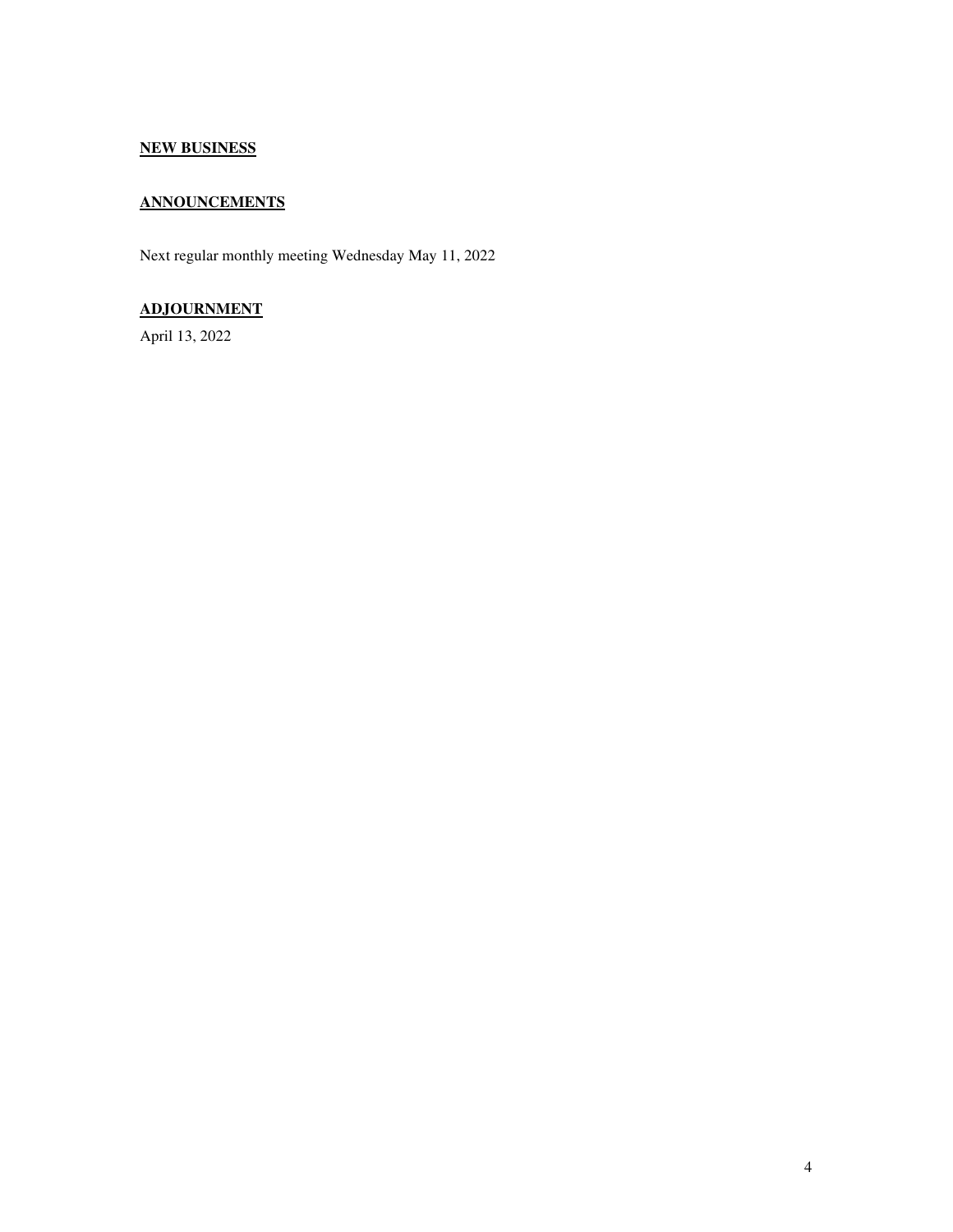**NEW BUSINESS**

**ANNOUNCEMENTS**

Next regular monthly meeting Wednesday May 11, 2022

**ADJOURNMENT**

April 13, 2022